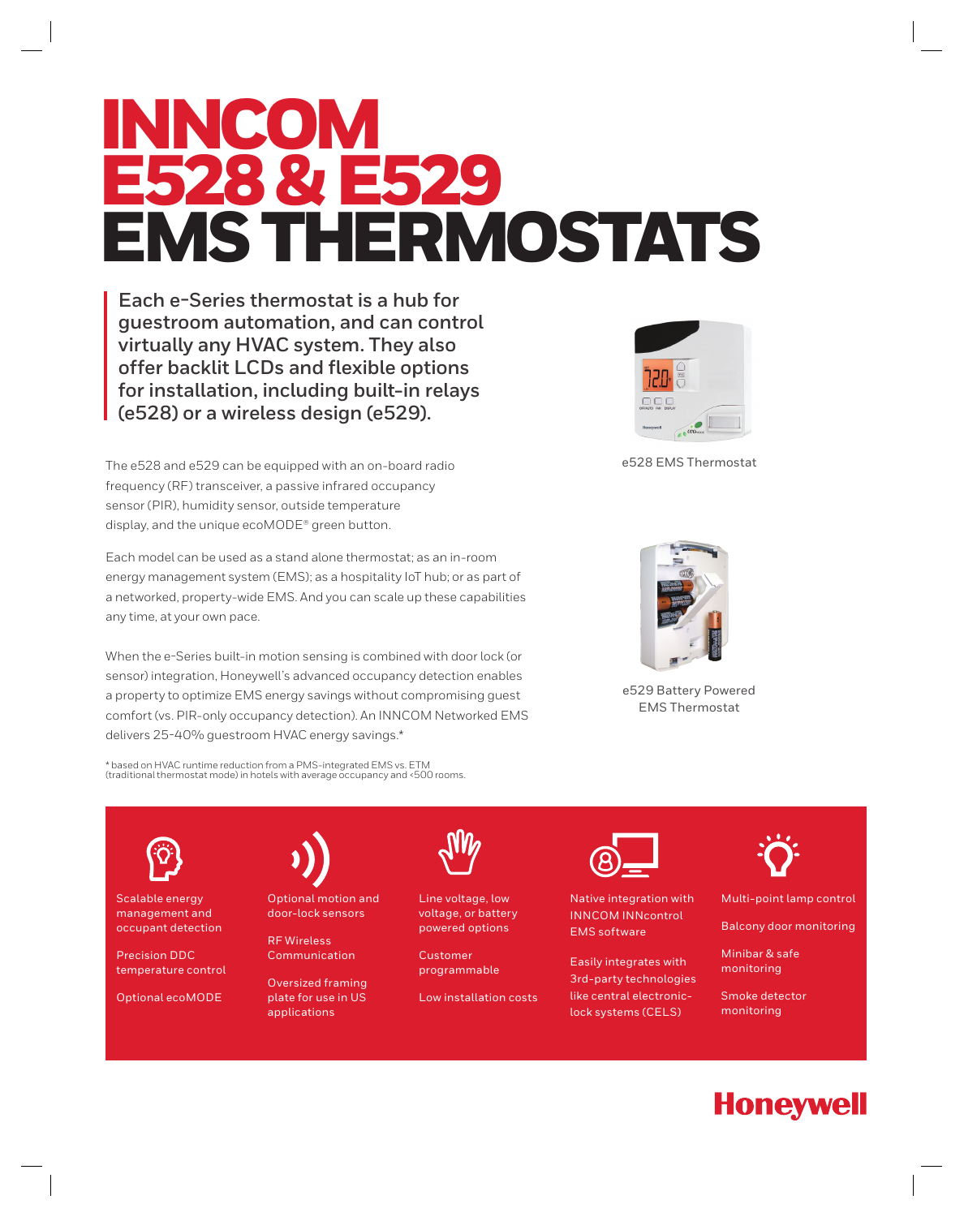# INNCOM E528 & E529 EMS THERMOSTATS

**Each e-Series thermostat is a hub for guestroom automation, and can control virtually any HVAC system. They also offer backlit LCDs and flexible options for installation, including built-in relays (e528) or a wireless design (e529).**

The e528 and e529 can be equipped with an on-board radio frequency (RF) transceiver, a passive infrared occupancy sensor (PIR), humidity sensor, outside temperature display, and the unique ecoMODE® green button.

Each model can be used as a stand alone thermostat; as an in-room energy management system (EMS); as a hospitality IoT hub; or as part of a networked, property-wide EMS. And you can scale up these capabilities any time, at your own pace.

When the e-Series built-in motion sensing is combined with door lock (or sensor) integration, Honeywell's advanced occupancy detection enables a property to optimize EMS energy savings without compromising guest comfort (vs. PIR-only occupancy detection). An INNCOM Networked EMS delivers 25-40% guestroom HVAC energy savings.*

\* based on HVAC runtime reduction from a PMS-integrated EMS vs. ETM (traditional thermostat mode) in hotels with average occupancy and <500 rooms.

e528 EMS Thermostat

e529 Battery Powered EMS Thermostat

- Scalable energy management and occupant detection
- Precision DDC temperature control
- Optional ecoMODE

- Optional motion and door-lock sensors
- RF Wireless Communication
- Oversized framing plate for use in US applications

- Line voltage, low voltage, or battery powered options
- Customer programmable
- Low installation costs

- Native integration with INNCOM INNcontrol EMS software
- Easily integrates with 3rd-party technologies like central electronic-lock systems (CELS)

- Multi-point lamp control
- Balcony door monitoring
- Minibar & safe monitoring
- Smoke detector monitoring

Honeywell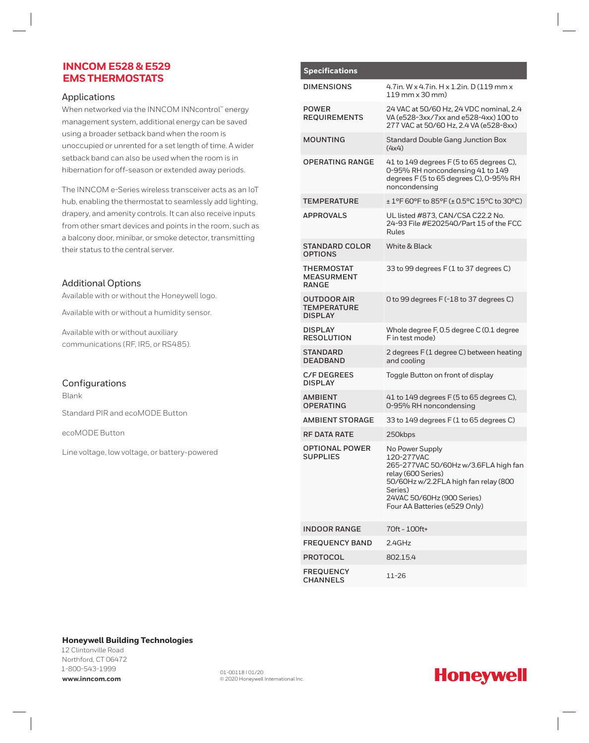# INNCOM E528 & E529 EMS THERMOSTATS

## Applications

When networked via the INNCOM INNcontrol™ energy management system, additional energy can be saved using a broader setback band when the room is unoccupied or unrented for a set length of time. A wider setback band can also be used when the room is in hibernation for off-season or extended away periods.

The INNCOM e-Series wireless transceiver acts as an IoT hub, enabling the thermostat to seamlessly add lighting, drapery, and amenity controls. It can also receive inputs from other smart devices and points in the room, such as a balcony door, minibar, or smoke detector, transmitting their status to the central server.

## Additional Options

Available with or without the Honeywell logo.

Available with or without a humidity sensor.

Available with or without auxiliary communications (RF, IR5, or RS485).

## Configurations

Blank

Standard PIR and ecoMODE Button

ecoMODE Button

Line voltage, low voltage, or battery-powered

| Specifications | |
|---|---|
| DIMENSIONS | 4.7in. W x 4.7in. H x 1.2in. D (119 mm x 119 mm x 30 mm) |
| POWER REQUIREMENTS | 24 VAC at 50/60 Hz, 24 VDC nominal, 2.4 VA (e528-3xx/7xx and e528-4xx) 100 to 277 VAC at 50/60 Hz, 2.4 VA (e528-8xx) |
| MOUNTING | Standard Double Gang Junction Box (4x4) |
| OPERATING RANGE | 41 to 149 degrees F (5 to 65 degrees C), 0-95% RH noncondensing 41 to 149 degrees F (5 to 65 degrees C), 0-95% RH noncondensing |
| TEMPERATURE | ± 1°F 60°F to 85°F (± 0.5°C 15°C to 30°C) |
| APPROVALS | UL listed #873, CAN/CSA C22.2 No. 24-93 File #E202540/Part 15 of the FCC Rules |
| STANDARD COLOR OPTIONS | White & Black |
| THERMOSTAT MEASURMENT RANGE | 33 to 99 degrees F (1 to 37 degrees C) |
| OUTDOOR AIR TEMPERATURE DISPLAY | 0 to 99 degrees F (-18 to 37 degrees C) |
| DISPLAY RESOLUTION | Whole degree F, 0.5 degree C (0.1 degree F in test mode) |
| STANDARD DEADBAND | 2 degrees F (1 degree C) between heating and cooling |
| C/F DEGREES DISPLAY | Toggle Button on front of display |
| AMBIENT OPERATING | 41 to 149 degrees F (5 to 65 degrees C), 0-95% RH noncondensing |
| AMBIENT STORAGE | 33 to 149 degrees F (1 to 65 degrees C) |
| RF DATA RATE | 250kbps |
| OPTIONAL POWER SUPPLIES | No Power Supply<br>120-277VAC<br>265-277VAC 50/60Hz w/3.6FLA high fan relay (600 Series)<br>50/60Hz w/2.2FLA high fan relay (800 Series)<br>24VAC 50/60Hz (900 Series)<br>Four AA Batteries (e529 Only) |
| INDOOR RANGE | 70ft - 100ft+ |
| FREQUENCY BAND | 2.4GHz |
| PROTOCOL | 802.15.4 |
| FREQUENCY CHANNELS | 11-26 |

**Honeywell Building Technologies**
12 Clintonville Road
Northford, CT 06472
1-800-543-1999
**www.inncom.com**

01-00118 | 01/20
© 2020 Honeywell International Inc.

Honeywell